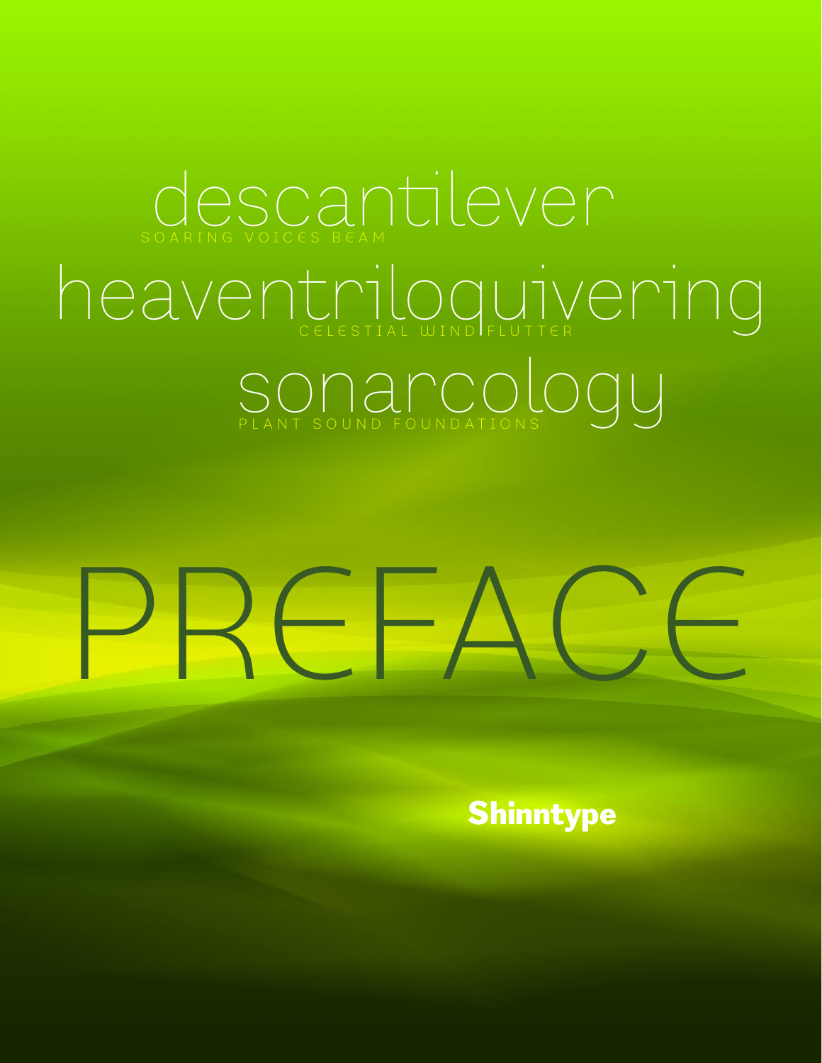descantilever

SOARING VOICES BEAM

heaventriloquivering

CELESTIAL WIND FLUTTER

sonarcology

PLANT SOUND FOUNDATIONS

# PREFACE

**Shinntype**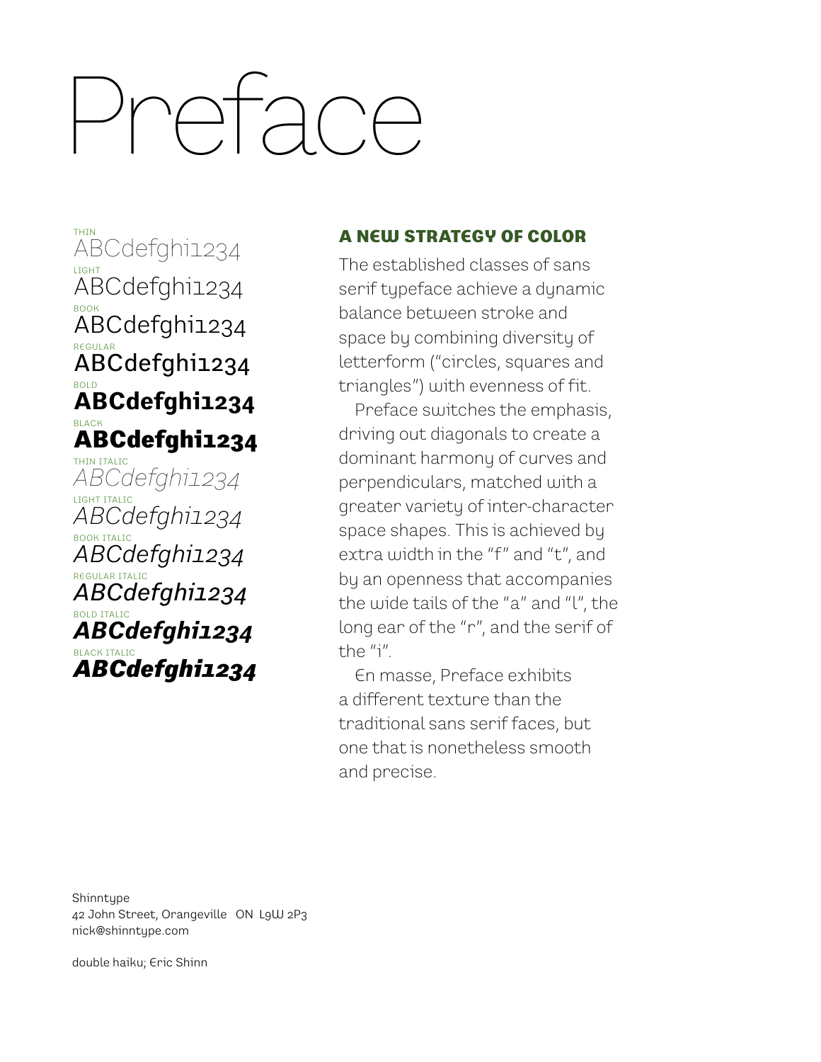# Preface

THIN
ABCdefghi1234

LIGHT
ABCdefghi1234

BOOK
ABCdefghi1234

REGULAR
ABCdefghi1234

BOLD
**ABCdefghi1234**

BLACK
**ABCdefghi1234**

THIN ITALIC
*ABCdefghi1234*

LIGHT ITALIC
*ABCdefghi1234*

BOOK ITALIC
*ABCdefghi1234*

REGULAR ITALIC
*ABCdefghi1234*

BOLD ITALIC
***ABCdefghi1234***

BLACK ITALIC
***ABCdefghi1234***

## A NEW STRATEGY OF COLOR

The established classes of sans serif typeface achieve a dynamic balance between stroke and space by combining diversity of letterform ("circles, squares and triangles") with evenness of fit.

Preface switches the emphasis, driving out diagonals to create a dominant harmony of curves and perpendiculars, matched with a greater variety of inter-character space shapes. This is achieved by extra width in the "f" and "t", and by an openness that accompanies the wide tails of the "a" and "l", the long ear of the "r", and the serif of the "i".

En masse, Preface exhibits a different texture than the traditional sans serif faces, but one that is nonetheless smooth and precise.

Shinntype
42 John Street, Orangeville ON L9W 2P3
nick@shinntype.com

double haiku; Eric Shinn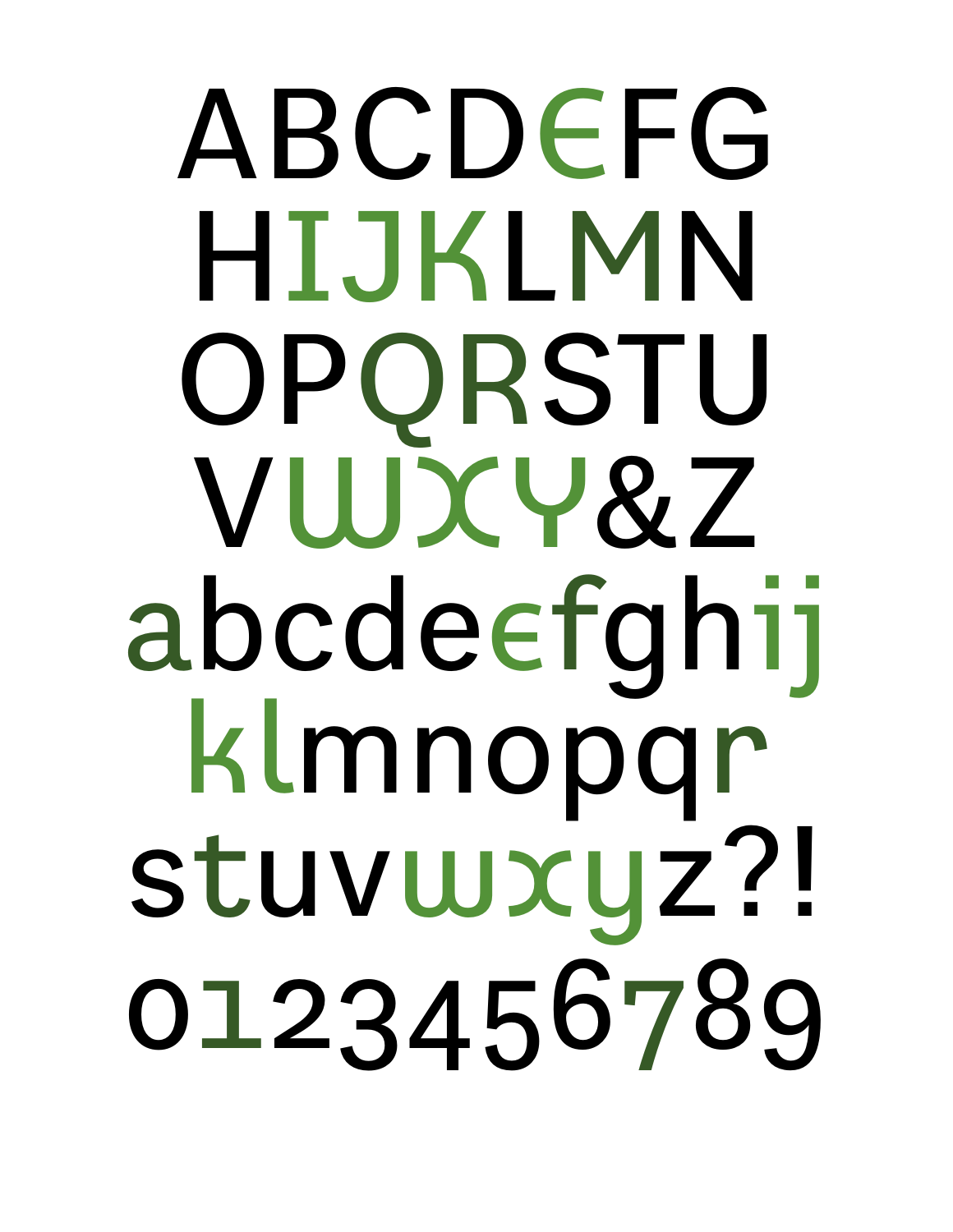ABCDEFG
HIJKLMN
OPQRSTU
VWXY&Z
abcdeefghij
klmnopqr
stuvwxyz?!
0123456789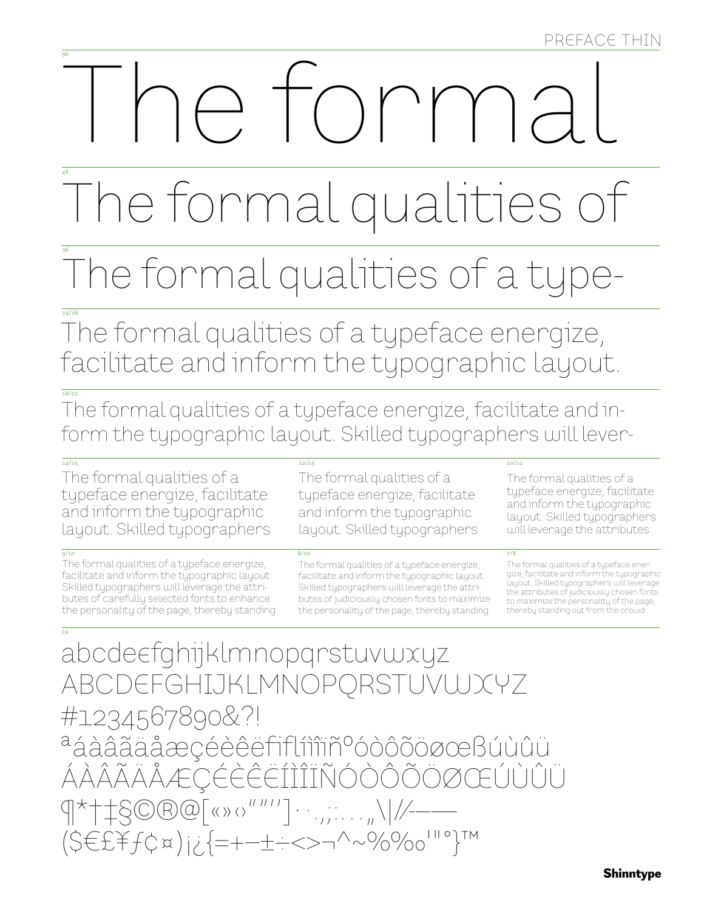PREFACE THIN

96

# The formal

48

## The formal qualities of

36

## The formal qualities of a type-

24/26

The formal qualities of a typeface energize, facilitate and inform the typographic layout.

18/21

The formal qualities of a typeface energize, facilitate and in-form the typographic layout. Skilled typographers will lever-

14/15

The formal qualities of a typeface energize, facilitate and inform the typographic layout. Skilled typographers

12/15

The formal qualities of a typeface energize, facilitate and inform the typographic layout. Skilled typographers

10/11

The formal qualities of a typeface energize, facilitate and inform the typographic layout. Skilled typographers will leverage the attributes

9/10

The formal qualities of a typeface energize, facilitate and inform the typographic layout. Skilled typographers will leverage the attri-butes of carefully selected fonts to enhance the personality of the page, thereby standing

8/10

The formal qualities of a typeface energize, facilitate and inform the typographic layout. Skilled typographers will leverage the attri-butes of judiciously chosen fonts to maximize the personality of the page, thereby standing

7/8

The formal qualities of a typeface ener-gize, facilitate and inform the typographic layout. Skilled typographers will leverage the attributes of judiciously chosen fonts to maximize the personality of the page, thereby standing out from the crowd.

24

abcdeefghijklmnopqrstuvwxyz
ABCDEFGHIJKLMNOPQRSTUVWXYZ
#1234567890&?!
ªáàâãäåæçéèêëﬁﬂíìîïñºóòôõöøœßúùûü
ÁÀÂÃÄÅÆÇÉÈÊËÍÌÎÏÑÓÒÔÕÖØŒÚÙÛÜ
¶*†‡§©®@[«»‹›"""''] · · .,;:. . . „\|//-–—
($€£¥ƒ¢¤)¡¿{=+−±÷<>¬^~%‰'"°}™

Shinntype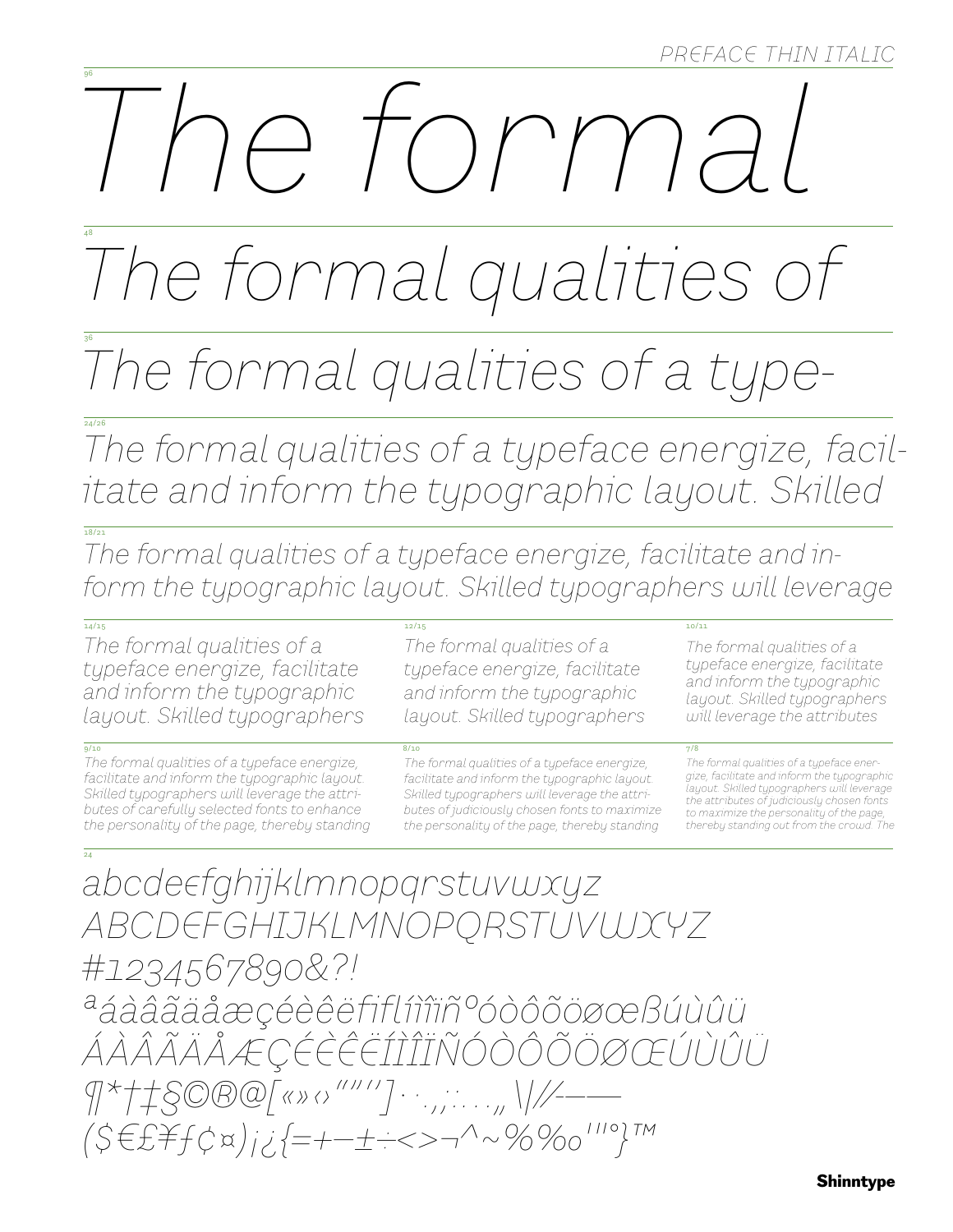PREFACE THIN ITALIC

96

*The formal*

48

*The formal qualities of*

36

*The formal qualities of a type-*

24/26

*The formal qualities of a typeface energize, facil-itate and inform the typographic layout. Skilled*

18/21

*The formal qualities of a typeface energize, facilitate and in-form the typographic layout. Skilled typographers will leverage*

14/15

*The formal qualities of a typeface energize, facilitate and inform the typographic layout. Skilled typographers*

12/15

*The formal qualities of a typeface energize, facilitate and inform the typographic layout. Skilled typographers*

10/11

*The formal qualities of a typeface energize, facilitate and inform the typographic layout. Skilled typographers will leverage the attributes*

9/10

*The formal qualities of a typeface energize, facilitate and inform the typographic layout. Skilled typographers will leverage the attri-butes of carefully selected fonts to enhance the personality of the page, thereby standing*

8/10

*The formal qualities of a typeface energize, facilitate and inform the typographic layout. Skilled typographers will leverage the attri-butes of judiciously chosen fonts to maximize the personality of the page, thereby standing*

7/8

*The formal qualities of a typeface ener-gize, facilitate and inform the typographic layout. Skilled typographers will leverage the attributes of judiciously chosen fonts to maximize the personality of the page, thereby standing out from the crowd. The*

24

*abcdeefghijklmnopqrstuvwxyz*
*ABCDEFGHIJKLMNOPQRSTUVWXYZ*
*#1234567890&?!*
*ªáàâãäåæçéèêëfifl íìîïñºóòôõöøœßúùûü*
*ÁÀÂÃÄÅÆÇÉÈÊËÍÌÎÏÑÓÒÔÕÖØŒÚÙÛÜ*
*¶*†‡§©®@[«»‹›""'']·.,;:...„\|/⁄-–—*
*($€£¥ƒ¢¤)¡¿{=+−±÷<>¬^~%‰'''°}™*

Shinntype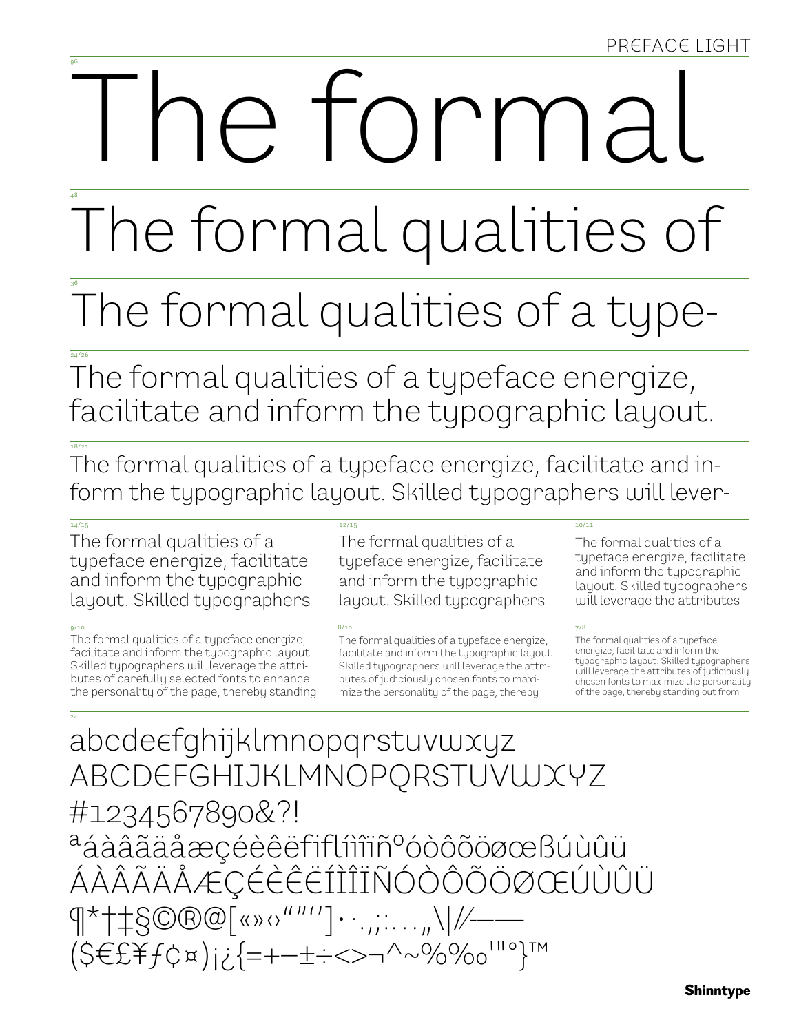PREFACE LIGHT

96

# The formal

48

The formal qualities of

36

The formal qualities of a type-

24/26

The formal qualities of a typeface energize, facilitate and inform the typographic layout.

18/21

The formal qualities of a typeface energize, facilitate and in-form the typographic layout. Skilled typographers will lever-

14/15

The formal qualities of a typeface energize, facilitate and inform the typographic layout. Skilled typographers

12/15

The formal qualities of a typeface energize, facilitate and inform the typographic layout. Skilled typographers

10/11

The formal qualities of a typeface energize, facilitate and inform the typographic layout. Skilled typographers will leverage the attributes

9/10

The formal qualities of a typeface energize, facilitate and inform the typographic layout. Skilled typographers will leverage the attri-butes of carefully selected fonts to enhance the personality of the page, thereby standing

8/10

The formal qualities of a typeface energize, facilitate and inform the typographic layout. Skilled typographers will leverage the attri-butes of judiciously chosen fonts to maxi-mize the personality of the page, thereby

7/8

The formal qualities of a typeface energize, facilitate and inform the typographic layout. Skilled typographers will leverage the attributes of judiciously chosen fonts to maximize the personality of the page, thereby standing out from

24

abcdeefghijklmnopqrstuvwxyz
ABCDEFGHIJKLMNOPQRSTUVWXYZ
#1234567890&?!
ªáàâãäåæçéèêëfiflíìîïñºóòôõöøœßúùûü
ÁÀÂÃÄÅÆÇÉÈÊËÍÌÎÏÑÓÒÔÕÖØŒÚÙÛÜ
¶*†‡§©®@[«»‹›“”‘’]··.,;:…„\|/⁄-–—
($€£¥ƒ¢¤)¡¿{=+−±÷<>¬^~%‰'"°}™

Shinntype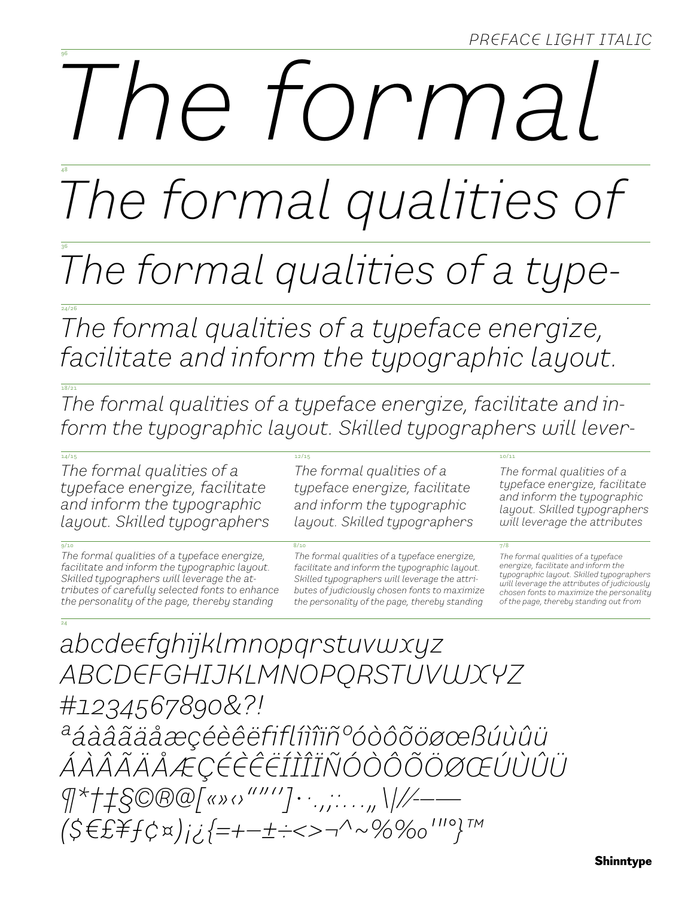PREFACE LIGHT ITALIC

96

# *The formal*

48

## *The formal qualities of*

36

### *The formal qualities of a type-*

24/26

*The formal qualities of a typeface energize, facilitate and inform the typographic layout.*

18/21

*The formal qualities of a typeface energize, facilitate and in-form the typographic layout. Skilled typographers will lever-*

14/15

*The formal qualities of a typeface energize, facilitate and inform the typographic layout. Skilled typographers*

12/15

*The formal qualities of a typeface energize, facilitate and inform the typographic layout. Skilled typographers*

10/11

*The formal qualities of a typeface energize, facilitate and inform the typographic layout. Skilled typographers will leverage the attributes*

9/10

*The formal qualities of a typeface energize, facilitate and inform the typographic layout. Skilled typographers will leverage the at-tributes of carefully selected fonts to enhance the personality of the page, thereby standing*

8/10

*The formal qualities of a typeface energize, facilitate and inform the typographic layout. Skilled typographers will leverage the attri-butes of judiciously chosen fonts to maximize the personality of the page, thereby standing*

7/8

*The formal qualities of a typeface energize, facilitate and inform the typographic layout. Skilled typographers will leverage the attributes of judiciously chosen fonts to maximize the personality of the page, thereby standing out from*

24

*abcdeєfghijklmnopqrstuvwxyz*
*ABCDЄFGHIJKLMNOPQRSTUVWXYZ*
*#1234567890&?!*
*ªáàâãäåæçéèêëfiflíìîïñºóòôõöøœßúùûü*
*ÁÀÂÃÄÅÆÇЄ́Є̀Є̂Є̈ÍÌÎÏÑÓÒÔÕÖØŒÚÙÛÜ*
*¶*†‡§©®@[«»‹›“”‘’]·.,;:…„\|/⁄–—*
*($€£¥ƒ¢¤)¡¿{=+−±÷<>¬^~%‰'"°}™*

Shinntype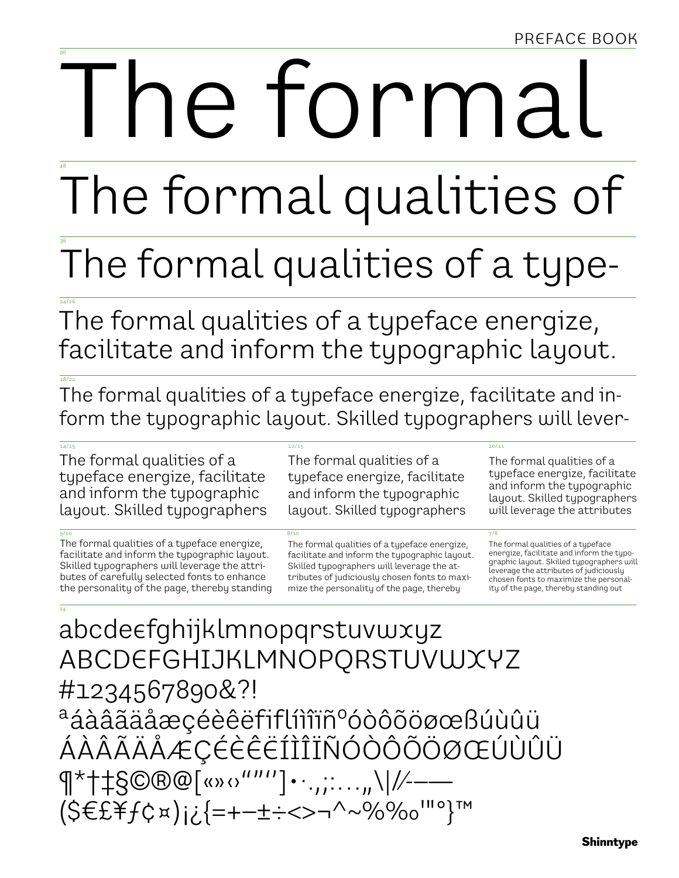PREFACE BOOK

96

# The formal

48

# The formal qualities of

36

## The formal qualities of a type-

24/26

## The formal qualities of a typeface energize, facilitate and inform the typographic layout.

18/21

The formal qualities of a typeface energize, facilitate and inform the typographic layout. Skilled typographers will lever-

14/15

The formal qualities of a typeface energize, facilitate and inform the typographic layout. Skilled typographers

12/15

The formal qualities of a typeface energize, facilitate and inform the typographic layout. Skilled typographers

10/11

The formal qualities of a typeface energize, facilitate and inform the typographic layout. Skilled typographers will leverage the attributes

9/10

The formal qualities of a typeface energize, facilitate and inform the typographic layout. Skilled typographers will leverage the attributes of carefully selected fonts to enhance the personality of the page, thereby standing

8/10

The formal qualities of a typeface energize, facilitate and inform the typographic layout. Skilled typographers will leverage the attributes of judiciously chosen fonts to maximize the personality of the page, thereby

7/8

The formal qualities of a typeface energize, facilitate and inform the typographic layout. Skilled typographers will leverage the attributes of judiciously chosen fonts to maximize the personality of the page, thereby standing out

24

abcdeefghijklmnopqrstuvwxyz
ABCDEFGHIJKLMNOPQRSTUVWXYZ
#1234567890&?!
ªáàâãäåæçéèêëfiflíìîïñºóòôõöøœßúùûü
ÁÀÂÃÄÅÆÇÉÈÊËÍÌÎÏÑÓÒÔÕÖØŒÚÙÛÜ
¶*†‡§©®@[«»‹›“”‘’]•·.,;:…„\|/-–—
($€£¥ƒ¢¤)¡¿{=+−±÷<>¬^~%‰'"°}™

Shinntype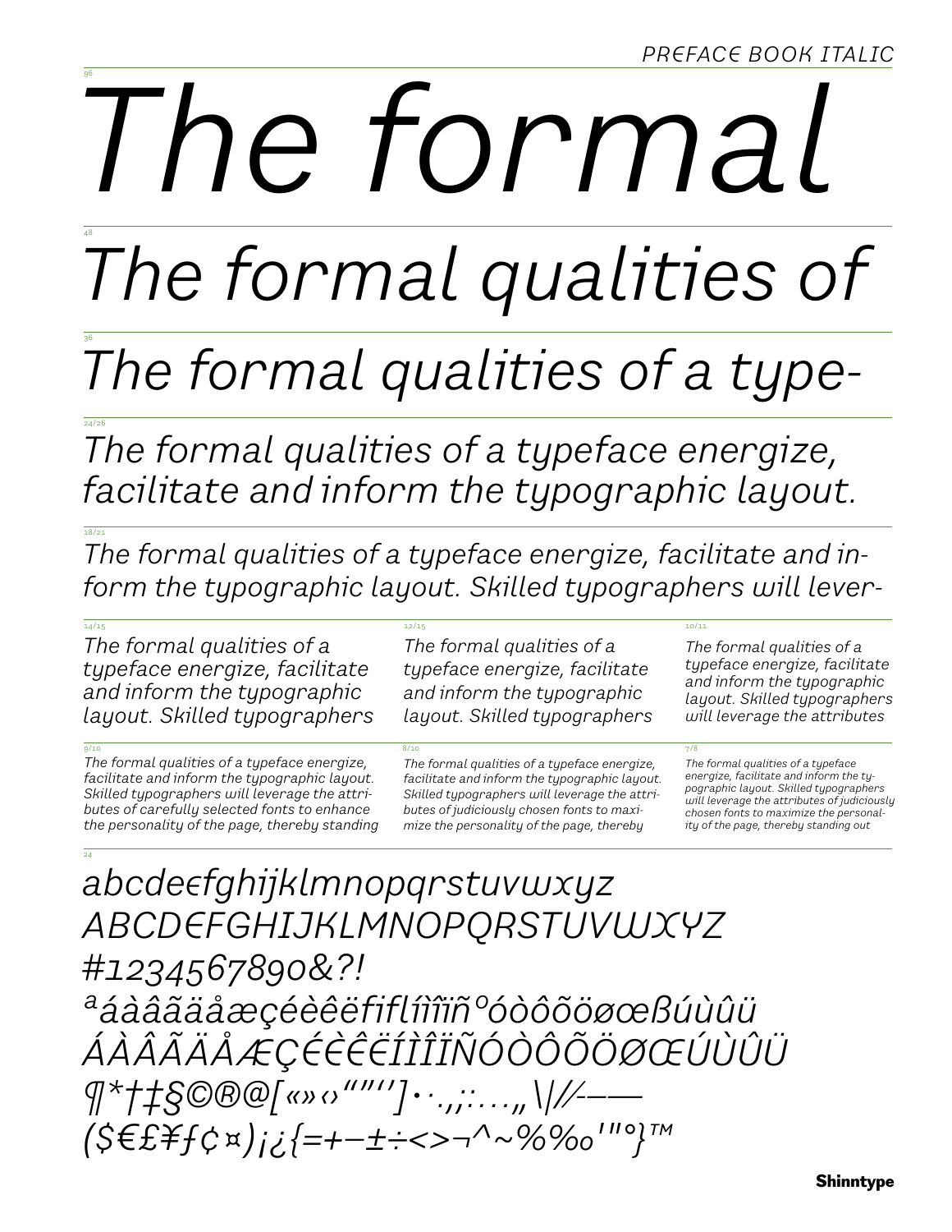PREFACE BOOK ITALIC

96

# *The formal*

48

## *The formal qualities of*

36

### *The formal qualities of a type-*

24/26

*The formal qualities of a typeface energize, facilitate and inform the typographic layout.*

18/21

*The formal qualities of a typeface energize, facilitate and in-form the typographic layout. Skilled typographers will lever-*

14/15

*The formal qualities of a typeface energize, facilitate and inform the typographic layout. Skilled typographers*

12/15

*The formal qualities of a typeface energize, facilitate and inform the typographic layout. Skilled typographers*

10/11

*The formal qualities of a typeface energize, facilitate and inform the typographic layout. Skilled typographers will leverage the attributes*

9/10

*The formal qualities of a typeface energize, facilitate and inform the typographic layout. Skilled typographers will leverage the attri-butes of carefully selected fonts to enhance the personality of the page, thereby standing*

8/10

*The formal qualities of a typeface energize, facilitate and inform the typographic layout. Skilled typographers will leverage the attri-butes of judiciously chosen fonts to maxi-mize the personality of the page, thereby*

7/8

*The formal qualities of a typeface energize, facilitate and inform the ty-pographic layout. Skilled typographers will leverage the attributes of judiciously chosen fonts to maximize the personal-ity of the page, thereby standing out*

24

*abcdeϵfghijklmnopqrstuvwxyz*
*ABCDϵFGHIJKLMNOPQRSTUVWXYZ*
*#1234567890&?!*
*ªáàâãäåæçéèêëfiflíìîïñºóòôõöøœßúùûü*
*ÁÀÂÃÄÅÆÇÉÈÊËÍÌÎÏÑÓÒÔÕÖØŒÚÙÛÜ*
*¶*†‡§©®@[«»‹›“”‘’]•·.,;:…„\|/⁄-–—*
*($€£¥ƒ¢¤)¡¿{=+−±÷<>¬^~%‰'"°}™*

Shinntype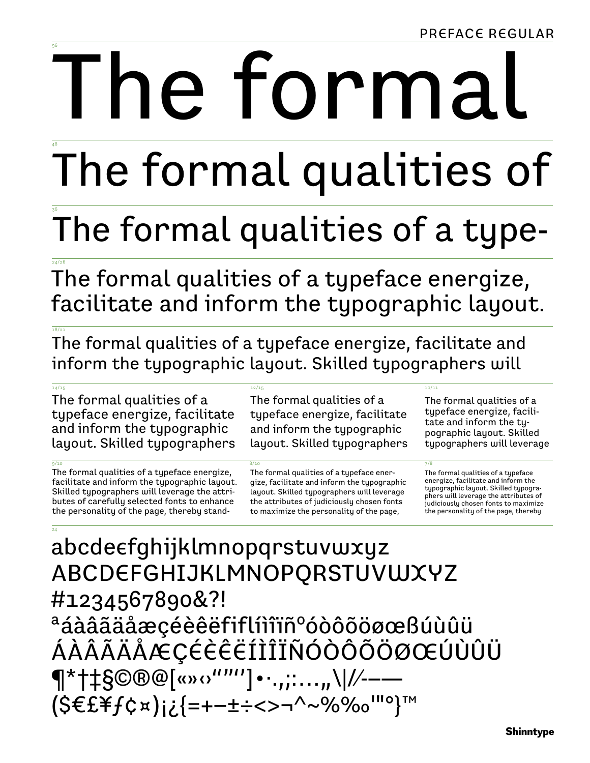PREFACE REGULAR

96

# The formal

48

# The formal qualities of

36

## The formal qualities of a type-

24/26

The formal qualities of a typeface energize, facilitate and inform the typographic layout.

18/21

The formal qualities of a typeface energize, facilitate and inform the typographic layout. Skilled typographers will

14/15

The formal qualities of a typeface energize, facilitate and inform the typographic layout. Skilled typographers

12/15

The formal qualities of a typeface energize, facilitate and inform the typographic layout. Skilled typographers

10/11

The formal qualities of a typeface energize, facilitate and inform the typographic layout. Skilled typographers will leverage

9/10

The formal qualities of a typeface energize, facilitate and inform the typographic layout. Skilled typographers will leverage the attributes of carefully selected fonts to enhance the personality of the page, thereby stand-

8/10

The formal qualities of a typeface energize, facilitate and inform the typographic layout. Skilled typographers will leverage the attributes of judiciously chosen fonts to maximize the personality of the page,

7/8

The formal qualities of a typeface energize, facilitate and inform the typographic layout. Skilled typographers will leverage the attributes of judiciously chosen fonts to maximize the personality of the page, thereby

24

abcdeєfghijklmnopqrstuvwxyz
ABCDЄFGHIJKLMNOPQRSTUVWXYZ
#1234567890&?!
ªáàâãäåæçéèêëﬁﬂíìîïñºóòôõöøœßúùûü
ÁÀÂÃÄÅÆÇÉÈÊËÍÌÎÏÑÓÒÔÕÖØŒÚÙÛÜ
¶*†‡§©®@[«»‹›“”‘’]•·.,;:…„\|/⁄-–—
($€£¥ƒ¢¤)¡¿{=+−±÷<>¬^~%‰'"°}™

Shinntype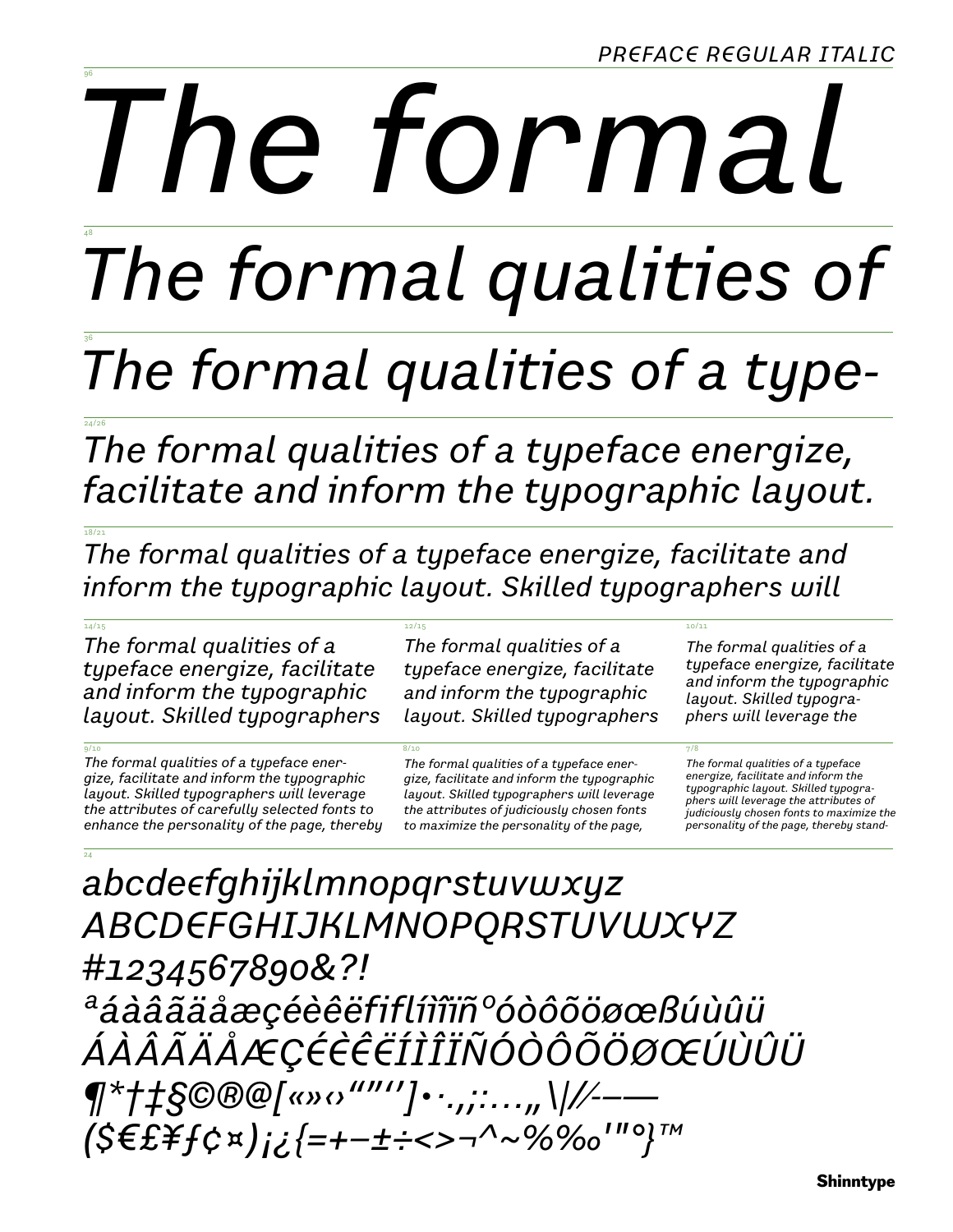PREFACE REGULAR ITALIC

96

*The formal*

48

*The formal qualities of*

36

*The formal qualities of a type-*

24/26

*The formal qualities of a typeface energize, facilitate and inform the typographic layout.*

18/21

*The formal qualities of a typeface energize, facilitate and inform the typographic layout. Skilled typographers will*

14/15

*The formal qualities of a typeface energize, facilitate and inform the typographic layout. Skilled typographers*

12/15

*The formal qualities of a typeface energize, facilitate and inform the typographic layout. Skilled typographers*

10/11

*The formal qualities of a typeface energize, facilitate and inform the typographic layout. Skilled typographers will leverage the*

9/10

*The formal qualities of a typeface energize, facilitate and inform the typographic layout. Skilled typographers will leverage the attributes of carefully selected fonts to enhance the personality of the page, thereby*

8/10

*The formal qualities of a typeface energize, facilitate and inform the typographic layout. Skilled typographers will leverage the attributes of judiciously chosen fonts to maximize the personality of the page,*

7/8

*The formal qualities of a typeface energize, facilitate and inform the typographic layout. Skilled typographers will leverage the attributes of judiciously chosen fonts to maximize the personality of the page, thereby stand-*

24

*abcdeєfghijklmnopqrstuvwxyz*
*ABCDЄFGHIJKLMNOPQRSTUVWXYZ*
*#1234567890&?!*
*ªáàâãäåæçéèêëfiflíìîïñºóòôõöøœßúùûü*
*ÁÀÂÃÄÅÆÇÉÈÊËÍÌÎÏÑÓÒÔÕÖØŒÚÙÛÜ*
*¶*†‡§©®@[«»‹›“”‘’]•·.,;:…„\|/⁄-–—*
*($€£¥ƒ¢¤)¡¿{=+−±÷<>¬^~%‰'"°}™*

Shinntype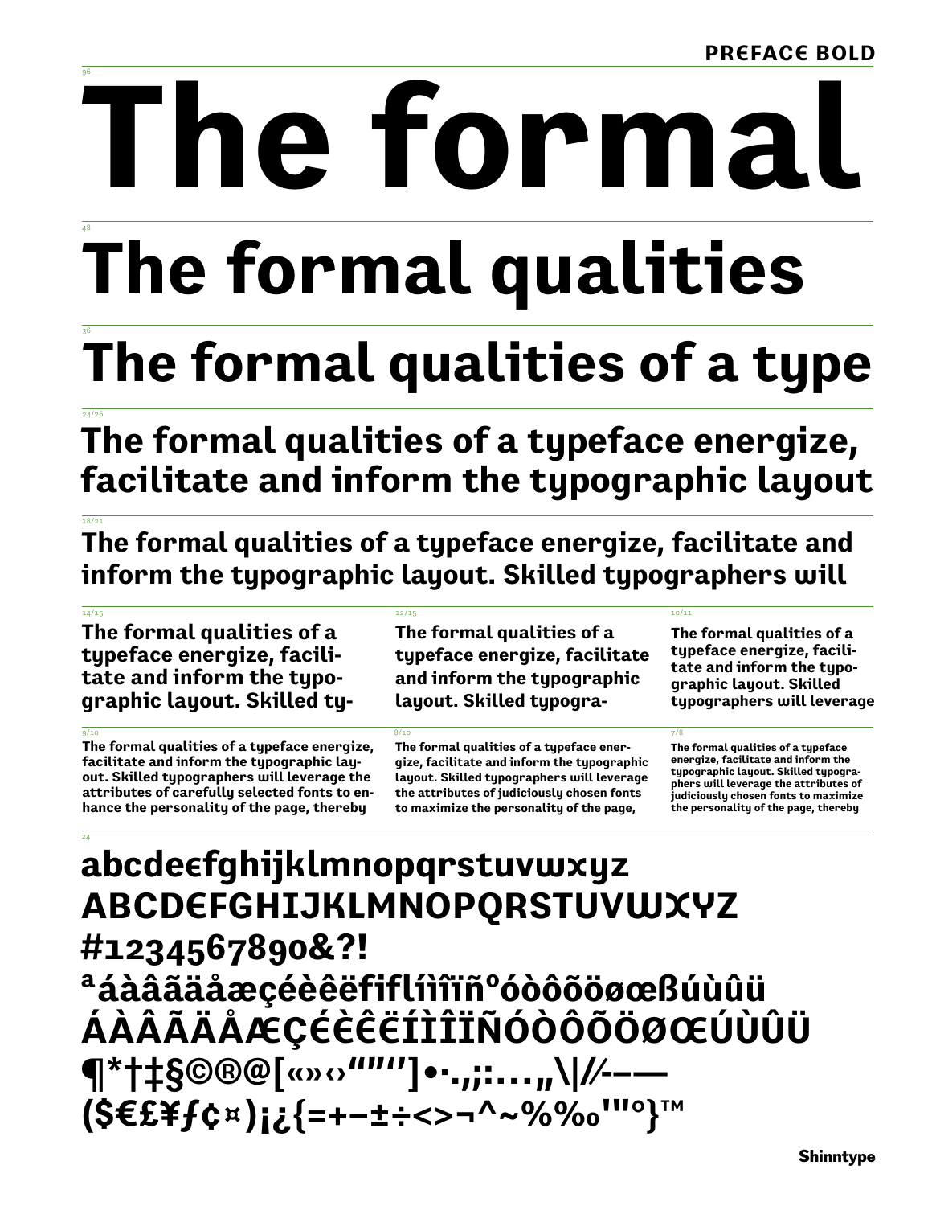**PREFACE BOLD**

96

# The formal

48

# The formal qualities

36

## The formal qualities of a type

24/26

## The formal qualities of a typeface energize, facilitate and inform the typographic layout

18/21

### The formal qualities of a typeface energize, facilitate and inform the typographic layout. Skilled typographers will

14/15

**The formal qualities of a typeface energize, facilitate and inform the typographic layout. Skilled ty-**

12/15

**The formal qualities of a typeface energize, facilitate and inform the typographic layout. Skilled typogra-**

10/11

**The formal qualities of a typeface energize, facilitate and inform the typographic layout. Skilled typographers will leverage**

9/10

**The formal qualities of a typeface energize, facilitate and inform the typographic layout. Skilled typographers will leverage the attributes of carefully selected fonts to enhance the personality of the page, thereby**

8/10

**The formal qualities of a typeface energize, facilitate and inform the typographic layout. Skilled typographers will leverage the attributes of judiciously chosen fonts to maximize the personality of the page,**

7/8

**The formal qualities of a typeface energize, facilitate and inform the typographic layout. Skilled typographers will leverage the attributes of judiciously chosen fonts to maximize the personality of the page, thereby**

24

**abcdeєfghijklmnopqrstuvwxyz**
**ABCDEFGHIJKLMNOPQRSTUVWXYZ**
**#1234567890&?!**
**ªáàâãäåæçéèêëfifllíìîïñºóòôõöøœßúùûü**
**ÁÀÂÃÄÅÆÇÉÈÊËÍÌÎÏÑÓÒÔÕÖØŒÚÙÛÜ**
**¶*†‡§©®@[«»‹›“”‘’]•·.,;:…„\|//-–—**
**($€£¥ƒ¢¤)¡¿{=+−±÷<>¬^~%‰'"°}™**

**Shinntype**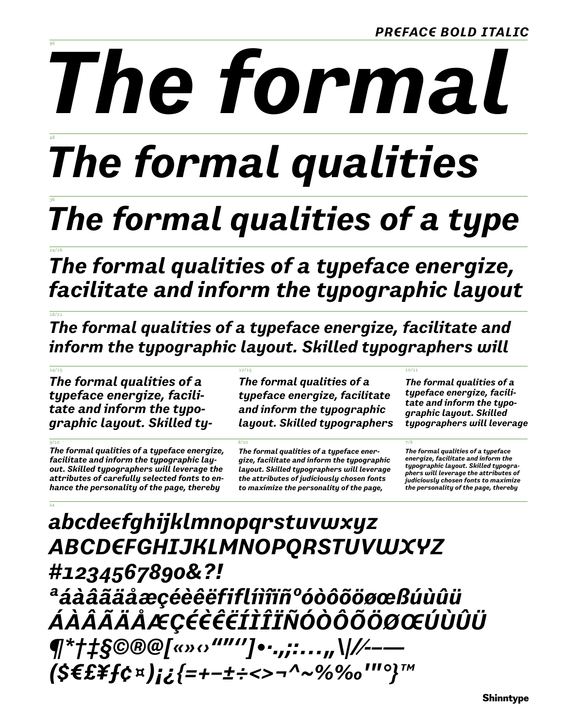***PREFACE BOLD ITALIC***

96

# *The formal*

48

# *The formal qualities*

36

## *The formal qualities of a type*

24/26

## *The formal qualities of a typeface energize, facilitate and inform the typographic layout*

18/21

### *The formal qualities of a typeface energize, facilitate and inform the typographic layout. Skilled typographers will*

14/15

***The formal qualities of a typeface energize, facilitate and inform the typographic layout. Skilled ty-***

12/15

***The formal qualities of a typeface energize, facilitate and inform the typographic layout. Skilled typographers***

10/11

***The formal qualities of a typeface energize, facilitate and inform the typographic layout. Skilled typographers will leverage***

9/10

***The formal qualities of a typeface energize, facilitate and inform the typographic layout. Skilled typographers will leverage the attributes of carefully selected fonts to enhance the personality of the page, thereby***

8/10

***The formal qualities of a typeface energize, facilitate and inform the typographic layout. Skilled typographers will leverage the attributes of judiciously chosen fonts to maximize the personality of the page,***

7/8

***The formal qualities of a typeface energize, facilitate and inform the typographic layout. Skilled typographers will leverage the attributes of judiciously chosen fonts to maximize the personality of the page, thereby***

24

***abcdeefghijklmnopqrstuvwxyz***
***ABCDEFGHIJKLMNOPQRSTUVWXYZ***
***#1234567890&?!***
***ªáàâãäåæçéèêëfiflíìîïñºóòôõöøœßúùûü***
***ÁÀÂÃÄÅÆÇÉÈÊËÍÌÎÏÑÓÒÔÕÖØŒÚÙÛÜ***
***¶*†‡§©®@[«»‹›“”‘’]•·.,;:…„\|/⁄-–—***
***($€£¥ƒ¢¤)¡¿{=+−±÷<>¬^~%‰'"°}™***

**Shinntype**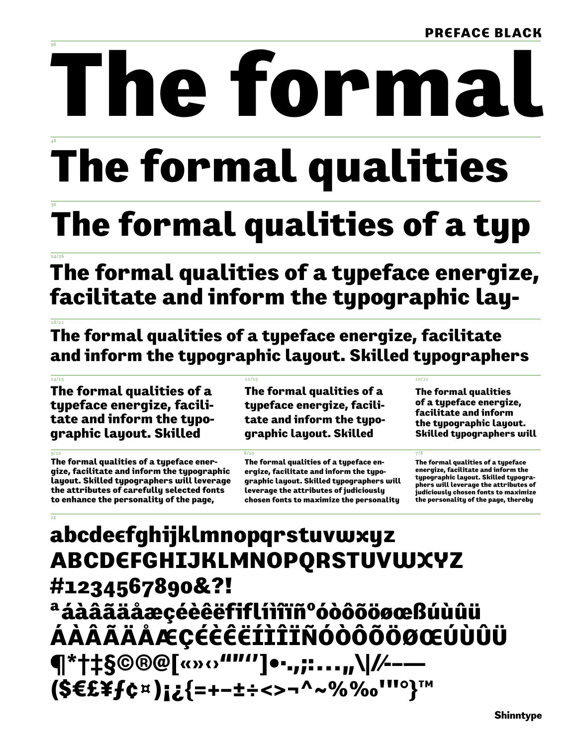# PREFACE BLACK

96

# The formal

48

# The formal qualities

36

# The formal qualities of a typ

24/26

## The formal qualities of a typeface energize, facilitate and inform the typographic lay-

18/21

### The formal qualities of a typeface energize, facilitate and inform the typographic layout. Skilled typographers

14/15

**The formal qualities of a typeface energize, facilitate and inform the typographic layout. Skilled**

12/15

**The formal qualities of a typeface energize, facilitate and inform the typographic layout. Skilled**

10/11

**The formal qualities of a typeface energize, facilitate and inform the typographic layout. Skilled typographers will**

9/10

**The formal qualities of a typeface energize, facilitate and inform the typographic layout. Skilled typographers will leverage the attributes of carefully selected fonts to enhance the personality of the page,**

8/10

**The formal qualities of a typeface energize, facilitate and inform the typographic layout. Skilled typographers will leverage the attributes of judiciously chosen fonts to maximize the personality**

7/8

**The formal qualities of a typeface energize, facilitate and inform the typographic layout. Skilled typographers will leverage the attributes of judiciously chosen fonts to maximize the personality of the page, thereby**

24

abcdeєfghijklmnopqrstuvwxyz
ABCDЄFGHIJKLMNOPQRSTUVWXYZ
#1234567890&?!
ªáàâãäåæçéèêëfiflíìîïñºóòôõöøœßúùûü
ÁÀÂÃÄÅÆÇÉÈÊËÍÌÎÏÑÓÒÔÕÖØŒÚÙÛÜ
¶*†‡§©®@[«»‹›"""'']•·.,;:…„\|//-–—
($€£¥ƒ¢¤)¡¿{=+−±÷<>¬^~%‰'"°}™

Shinntype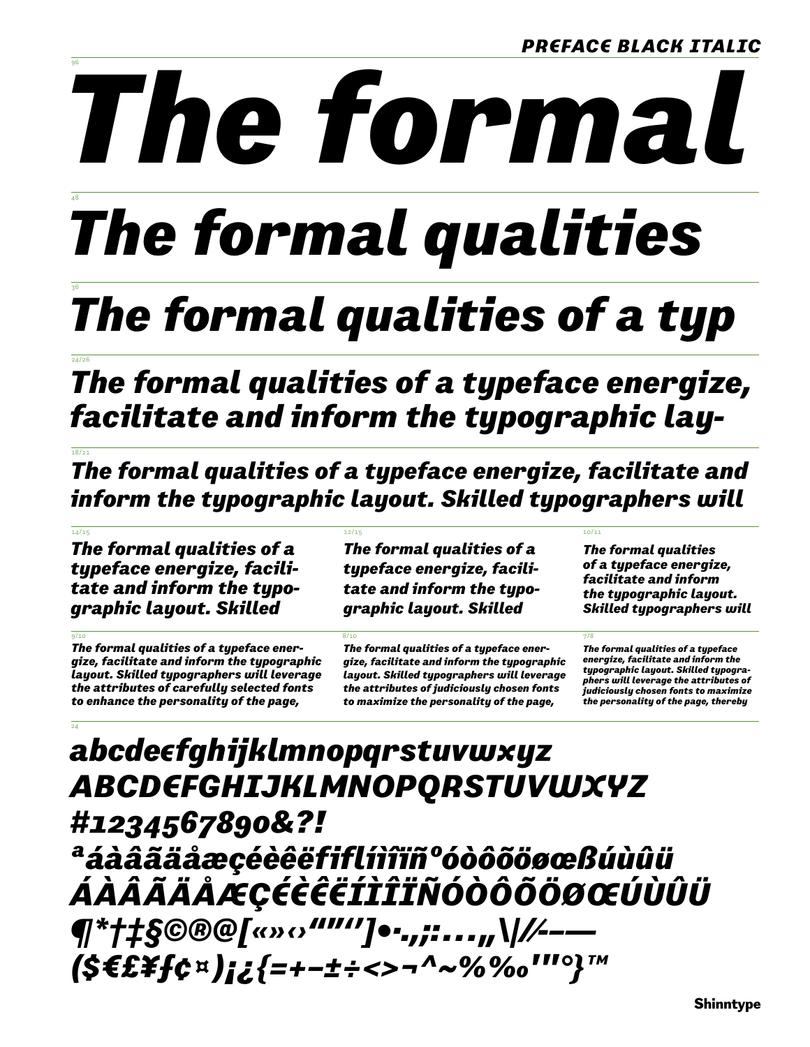PREFACE BLACK ITALIC

96

# *The formal*

48

## *The formal qualities*

36

## *The formal qualities of a typ*

24/26

### *The formal qualities of a typeface energize, facilitate and inform the typographic lay-*

18/21

*The formal qualities of a typeface energize, facilitate and inform the typographic layout. Skilled typographers will*

14/15

*The formal qualities of a typeface energize, facilitate and inform the typographic layout. Skilled*

12/15

*The formal qualities of a typeface energize, facilitate and inform the typographic layout. Skilled*

10/11

*The formal qualities of a typeface energize, facilitate and inform the typographic layout. Skilled typographers will*

9/10

*The formal qualities of a typeface energize, facilitate and inform the typographic layout. Skilled typographers will leverage the attributes of carefully selected fonts to enhance the personality of the page,*

8/10

*The formal qualities of a typeface energize, facilitate and inform the typographic layout. Skilled typographers will leverage the attributes of judiciously chosen fonts to maximize the personality of the page,*

7/8

*The formal qualities of a typeface energize, facilitate and inform the typographic layout. Skilled typographers will leverage the attributes of judiciously chosen fonts to maximize the personality of the page, thereby*

24

*abcdeefghijklmnopqrstuvwxyz*
*ABCDEFGHIJKLMNOPQRSTUVWXYZ*
*#1234567890&?!*
*ªáàâãäåæçéèêëfiflíìîïñºóòôõöøœßúùûü*
*ÁÀÂÃÄÅÆÇÉÈÊËÍÌÎÏÑÓÒÔÕÖØŒÚÙÛÜ*
*¶*†‡§©®@[«»‹›""'']•·.,;:...„\|/⁄-–—*
*($€£¥ƒ¢¤)¡¿{=+−±÷<>¬^~%‰'"°}™*

Shinntype